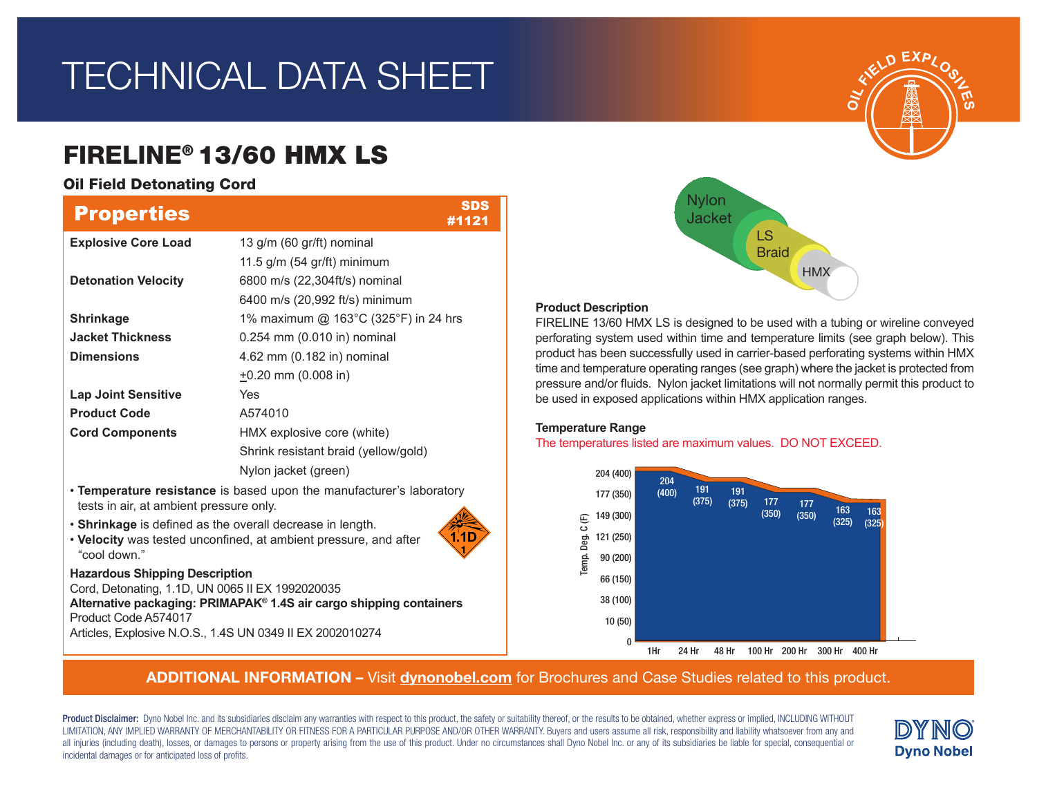# TECHNICAL DATA SHEET

OIL FIELD EXPLOSIVES

# FIRELINE® 13/60 HMX LS

## Oil Field Detonating Cord

## Properties

SDS #1121

| | |
|---|---|
| **Explosive Core Load** | 13 g/m (60 gr/ft) nominal<br>11.5 g/m (54 gr/ft) minimum |
| **Detonation Velocity** | 6800 m/s (22,304ft/s) nominal<br>6400 m/s (20,992 ft/s) minimum |
| **Shrinkage** | 1% maximum @ 163°C (325°F) in 24 hrs |
| **Jacket Thickness** | 0.254 mm (0.010 in) nominal |
| **Dimensions** | 4.62 mm (0.182 in) nominal<br>±0.20 mm (0.008 in) |
| **Lap Joint Sensitive** | Yes |
| **Product Code** | A574010 |
| **Cord Components** | HMX explosive core (white)<br>Shrink resistant braid (yellow/gold)<br>Nylon jacket (green) |

- **Temperature resistance** is based upon the manufacturer's laboratory tests in air, at ambient pressure only.
- **Shrinkage** is defined as the overall decrease in length.
- **Velocity** was tested unconfined, at ambient pressure, and after "cool down."

1.1D 1

**Hazardous Shipping Description**
Cord, Detonating, 1.1D, UN 0065 II EX 1992020035
**Alternative packaging: PRIMAPAK® 1.4S air cargo shipping containers**
Product Code A574017
Articles, Explosive N.O.S., 1.4S UN 0349 II EX 2002010274

Nylon Jacket
LS Braid
HMX

**Product Description**
FIRELINE 13/60 HMX LS is designed to be used with a tubing or wireline conveyed perforating system used within time and temperature limits (see graph below). This product has been successfully used in carrier-based perforating systems within HMX time and temperature operating ranges (see graph) where the jacket is protected from pressure and/or fluids. Nylon jacket limitations will not normally permit this product to be used in exposed applications within HMX application ranges.

**Temperature Range**
The temperatures listed are maximum values. DO NOT EXCEED.

Temp. Deg. C (F)
204 (400)
177 (350)
149 (300)
121 (250)
90 (200)
66 (150)
38 (100)
10 (50)
0

204 (400)
191 (375)
191 (375)
177 (350)
177 (350)
163 (325)
163 (325)

1Hr
24 Hr
48 Hr
100 Hr
200 Hr
300 Hr
400 Hr

**ADDITIONAL INFORMATION –** Visit **dynonobel.com** for Brochures and Case Studies related to this product.

**Product Disclaimer:** Dyno Nobel Inc. and its subsidiaries disclaim any warranties with respect to this product, the safety or suitability thereof, or the results to be obtained, whether express or implied, INCLUDING WITHOUT LIMITATION, ANY IMPLIED WARRANTY OF MERCHANTABILITY OR FITNESS FOR A PARTICULAR PURPOSE AND/OR OTHER WARRANTY. Buyers and users assume all risk, responsibility and liability whatsoever from any and all injuries (including death), losses, or damages to persons or property arising from the use of this product. Under no circumstances shall Dyno Nobel Inc. or any of its subsidiaries be liable for special, consequential or incidental damages or for anticipated loss of profits.

DYNO
Dyno Nobel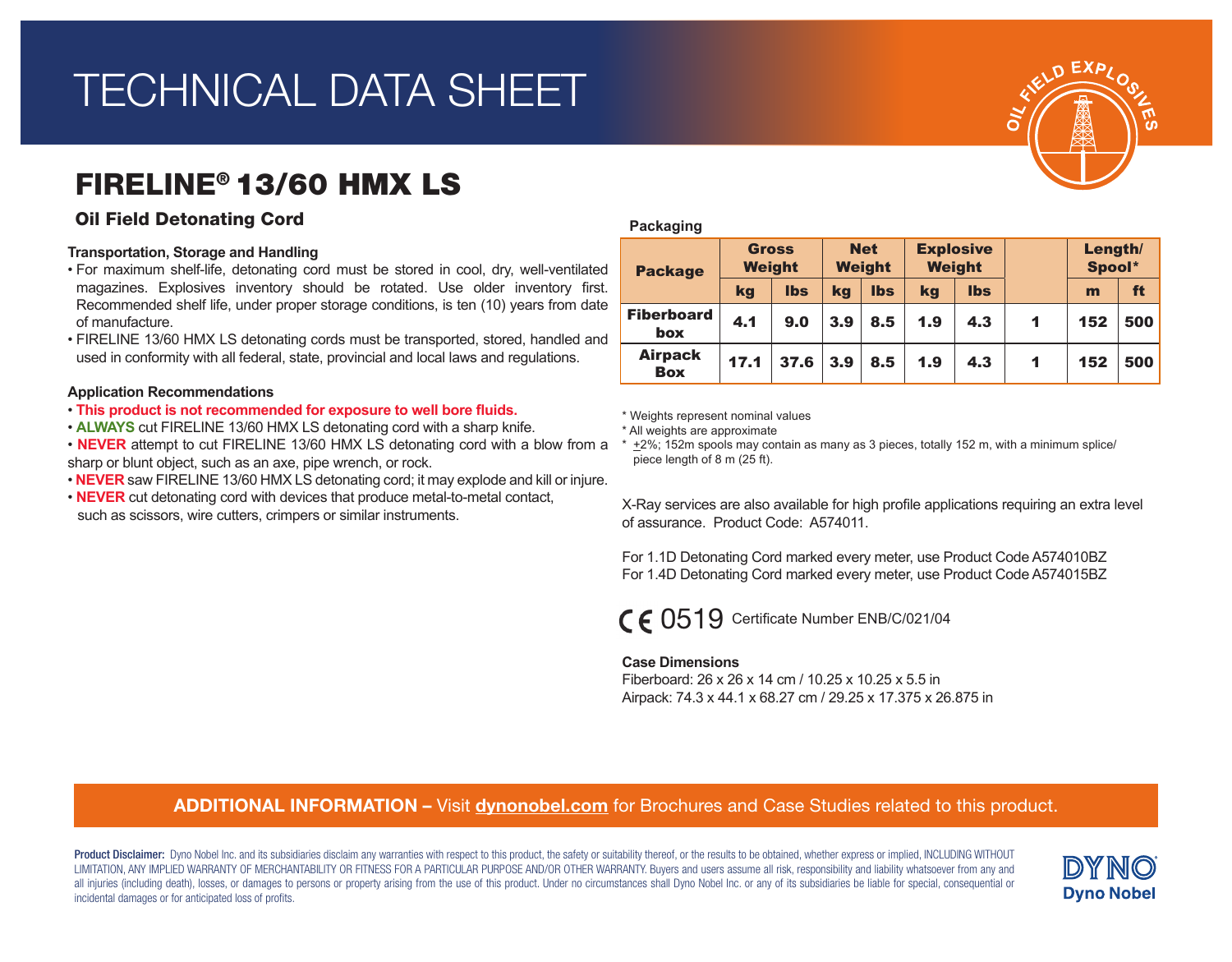# TECHNICAL DATA SHEET

## FIRELINE® 13/60 HMX LS

### Oil Field Detonating Cord

**Transportation, Storage and Handling**

- For maximum shelf-life, detonating cord must be stored in cool, dry, well-ventilated magazines. Explosives inventory should be rotated. Use older inventory first. Recommended shelf life, under proper storage conditions, is ten (10) years from date of manufacture.
- FIRELINE 13/60 HMX LS detonating cords must be transported, stored, handled and used in conformity with all federal, state, provincial and local laws and regulations.

**Application Recommendations**

- **This product is not recommended for exposure to well bore fluids.**
- **ALWAYS** cut FIRELINE 13/60 HMX LS detonating cord with a sharp knife.
- **NEVER** attempt to cut FIRELINE 13/60 HMX LS detonating cord with a blow from a sharp or blunt object, such as an axe, pipe wrench, or rock.
- **NEVER** saw FIRELINE 13/60 HMX LS detonating cord; it may explode and kill or injure.
- **NEVER** cut detonating cord with devices that produce metal-to-metal contact, such as scissors, wire cutters, crimpers or similar instruments.

**Packaging**

| Package | Gross Weight | | Net Weight | | Explosive Weight | | | Length/ Spool* | |
|---|---|---|---|---|---|---|---|---|---|
| | kg | lbs | kg | lbs | kg | lbs | | m | ft |
| Fiberboard box | 4.1 | 9.0 | 3.9 | 8.5 | 1.9 | 4.3 | 1 | 152 | 500 |
| Airpack Box | 17.1 | 37.6 | 3.9 | 8.5 | 1.9 | 4.3 | 1 | 152 | 500 |

\* Weights represent nominal values

\* All weights are approximate

\* ±2%; 152m spools may contain as many as 3 pieces, totally 152 m, with a minimum splice/piece length of 8 m (25 ft).

X-Ray services are also available for high profile applications requiring an extra level of assurance. Product Code: A574011.

For 1.1D Detonating Cord marked every meter, use Product Code A574010BZ
For 1.4D Detonating Cord marked every meter, use Product Code A574015BZ

CE 0519 Certificate Number ENB/C/021/04

**Case Dimensions**

Fiberboard: 26 x 26 x 14 cm / 10.25 x 10.25 x 5.5 in
Airpack: 74.3 x 44.1 x 68.27 cm / 29.25 x 17.375 x 26.875 in

**ADDITIONAL INFORMATION –** Visit **dynonobel.com** for Brochures and Case Studies related to this product.

**Product Disclaimer:** Dyno Nobel Inc. and its subsidiaries disclaim any warranties with respect to this product, the safety or suitability thereof, or the results to be obtained, whether express or implied, INCLUDING WITHOUT LIMITATION, ANY IMPLIED WARRANTY OF MERCHANTABILITY OR FITNESS FOR A PARTICULAR PURPOSE AND/OR OTHER WARRANTY. Buyers and users assume all risk, responsibility and liability whatsoever from any and all injuries (including death), losses, or damages to persons or property arising from the use of this product. Under no circumstances shall Dyno Nobel Inc. or any of its subsidiaries be liable for special, consequential or incidental damages or for anticipated loss of profits.

DYNO Dyno Nobel